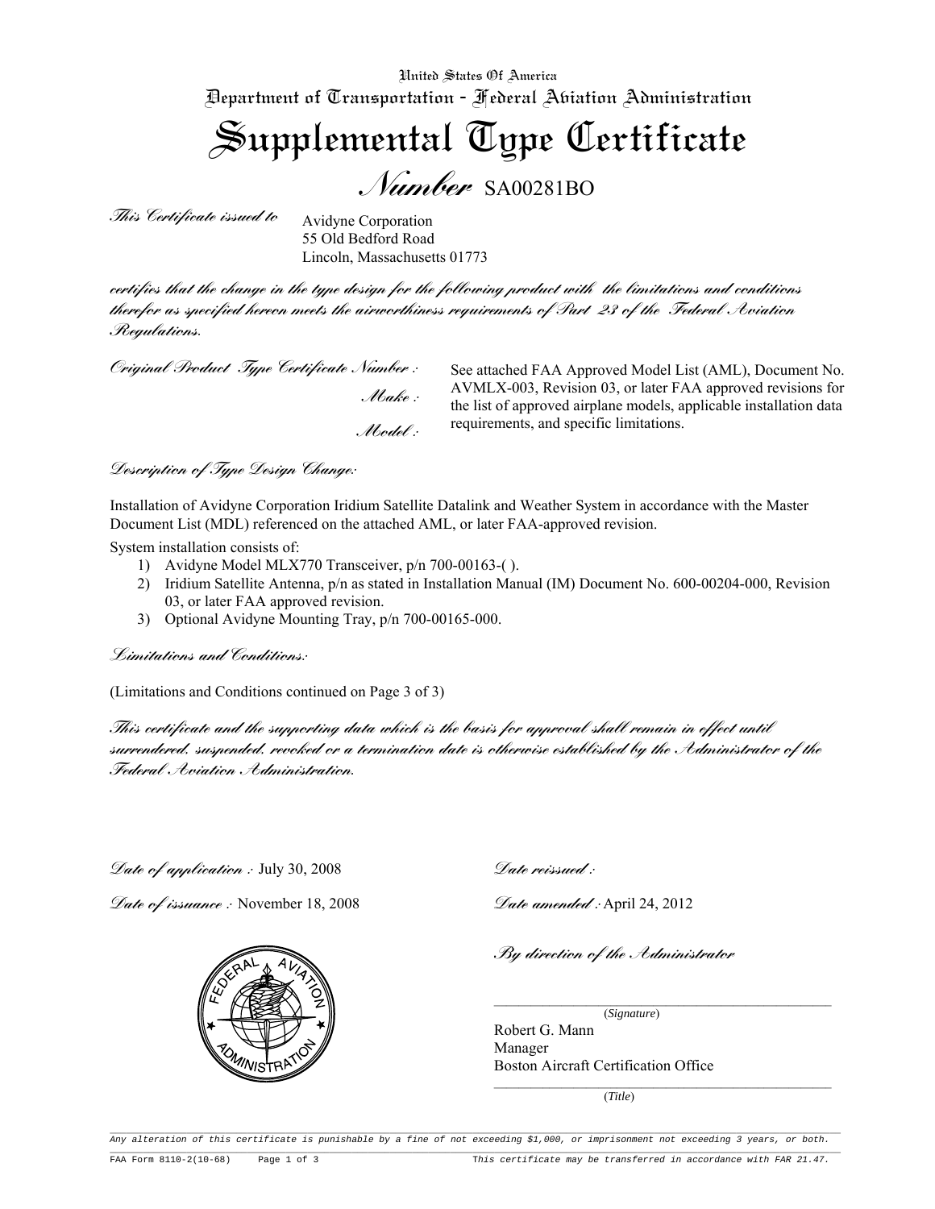United States Of America

Department of Transportation - Federal Aviation Administration

# Supplemental Type Certificate

## Number SA00281BO

*This Certificate issued to*

Avidyne Corporation
55 Old Bedford Road
Lincoln, Massachusetts 01773

*certifies that the change in the type design for the following product with the limitations and conditions therefor as specified hereon meets the airworthiness requirements of Part 23 of the Federal Aviation Regulations.*

*Original Product Type Certificate Number :*

*Make :*

*Model :*

See attached FAA Approved Model List (AML), Document No. AVMLX-003, Revision 03, or later FAA approved revisions for the list of approved airplane models, applicable installation data requirements, and specific limitations.

*Description of Type Design Change:*

Installation of Avidyne Corporation Iridium Satellite Datalink and Weather System in accordance with the Master Document List (MDL) referenced on the attached AML, or later FAA-approved revision.

System installation consists of:

1) Avidyne Model MLX770 Transceiver, p/n 700-00163-( ).
2) Iridium Satellite Antenna, p/n as stated in Installation Manual (IM) Document No. 600-00204-000, Revision 03, or later FAA approved revision.
3) Optional Avidyne Mounting Tray, p/n 700-00165-000.

*Limitations and Conditions:*

(Limitations and Conditions continued on Page 3 of 3)

*This certificate and the supporting data which is the basis for approval shall remain in effect until surrendered, suspended, revoked or a termination date is otherwise established by the Administrator of the Federal Aviation Administration.*

*Date of application :* July 30, 2008

*Date of issuance :* November 18, 2008

*Date reissued :*

*Date amended :* April 24, 2012

*By direction of the Administrator*

(*Signature*)

Robert G. Mann
Manager
Boston Aircraft Certification Office

(*Title*)

Any alteration of this certificate is punishable by a fine of not exceeding $1,000, or imprisonment not exceeding 3 years, or both.

FAA Form 8110-2(10-68) This certificate may be transferred in accordance with FAR 21.47.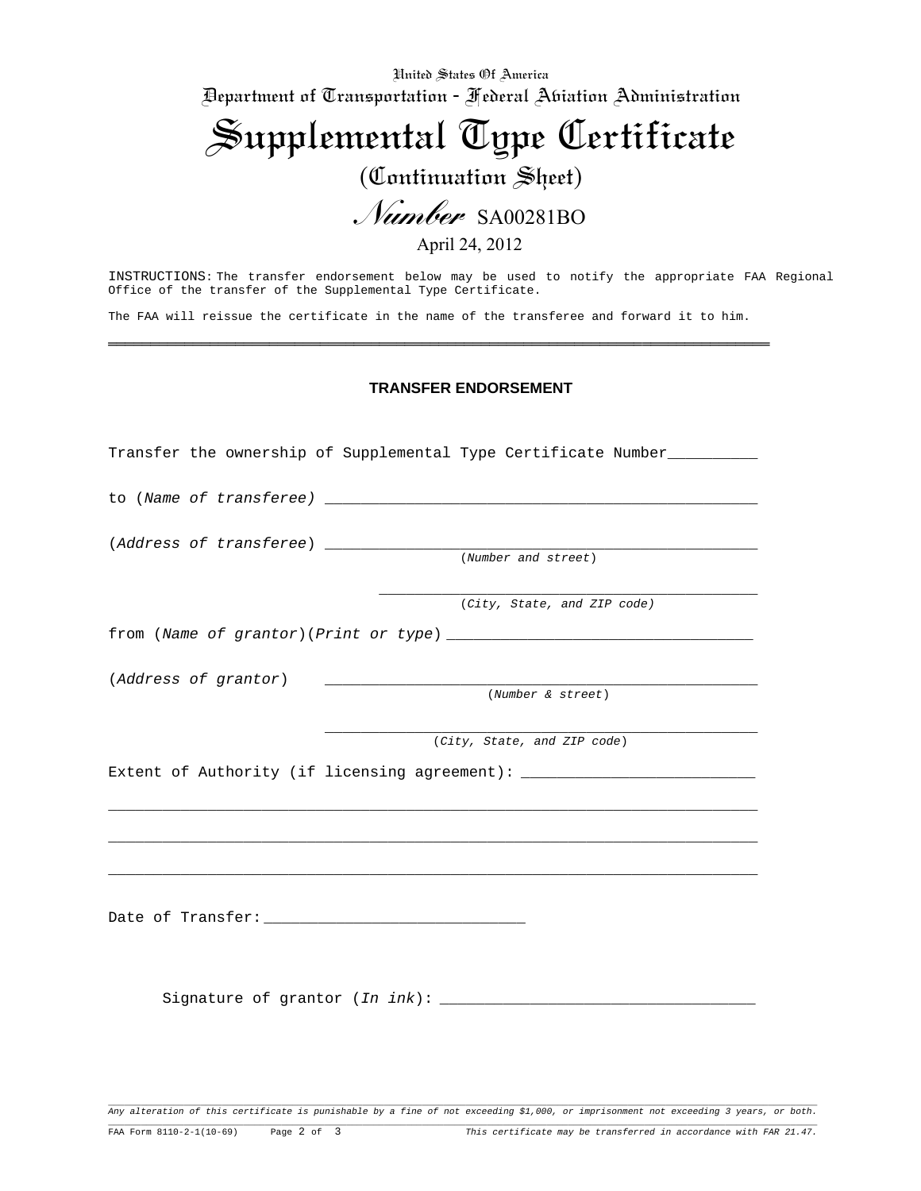United States Of America

Department of Transportation - Federal Aviation Administration

# Supplemental Type Certificate

## (Continuation Sheet)

*Number* SA00281BO

April 24, 2012

INSTRUCTIONS: The transfer endorsement below may be used to notify the appropriate FAA Regional Office of the transfer of the Supplemental Type Certificate.

The FAA will reissue the certificate in the name of the transferee and forward it to him.

---

### TRANSFER ENDORSEMENT

Transfer the ownership of Supplemental Type Certificate Number__________

to (*Name of transferee*) __________________________________________________

(*Address of transferee*) __________________________________________________
(*Number and street*)

__________________________________________________
(*City, State, and ZIP code*)

from (*Name of grantor*)(*Print or type*) __________________________________

(*Address of grantor*) __________________________________________________
(*Number & street*)

__________________________________________________
(*City, State, and ZIP code*)

Extent of Authority (if licensing agreement): __________________________

___________________________________________________________________________

___________________________________________________________________________

___________________________________________________________________________

Date of Transfer:_____________________________

Signature of grantor (*In ink*): ___________________________________

*Any alteration of this certificate is punishable by a fine of not exceeding $1,000, or imprisonment not exceeding 3 years, or both.*

FAA Form 8110-2-1(10-69) *This certificate may be transferred in accordance with FAR 21.47.*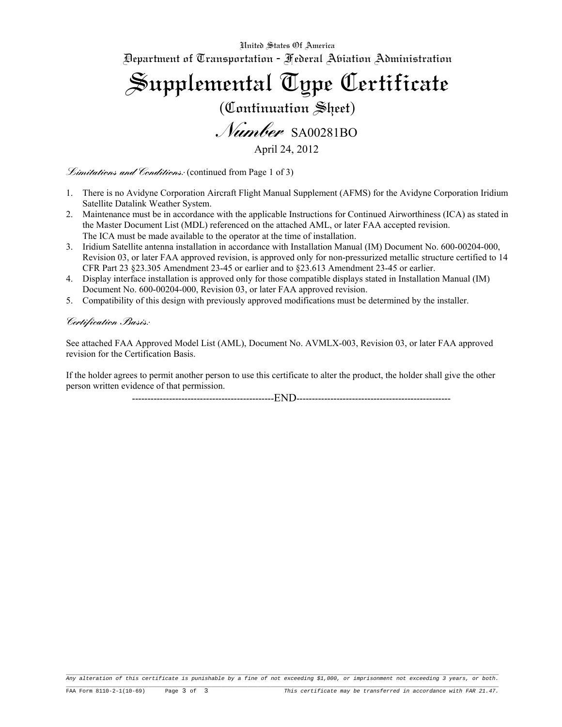United States Of America

Department of Transportation - Federal Aviation Administration

# Supplemental Type Certificate

## (Continuation Sheet)

## *Number* SA00281BO

April 24, 2012

*Limitations and Conditions:* (continued from Page 1 of 3)

1. There is no Avidyne Corporation Aircraft Flight Manual Supplement (AFMS) for the Avidyne Corporation Iridium Satellite Datalink Weather System.
2. Maintenance must be in accordance with the applicable Instructions for Continued Airworthiness (ICA) as stated in the Master Document List (MDL) referenced on the attached AML, or later FAA accepted revision. The ICA must be made available to the operator at the time of installation.
3. Iridium Satellite antenna installation in accordance with Installation Manual (IM) Document No. 600-00204-000, Revision 03, or later FAA approved revision, is approved only for non-pressurized metallic structure certified to 14 CFR Part 23 §23.305 Amendment 23-45 or earlier and to §23.613 Amendment 23-45 or earlier.
4. Display interface installation is approved only for those compatible displays stated in Installation Manual (IM) Document No. 600-00204-000, Revision 03, or later FAA approved revision.
5. Compatibility of this design with previously approved modifications must be determined by the installer.

*Certification Basis:*

See attached FAA Approved Model List (AML), Document No. AVMLX-003, Revision 03, or later FAA approved revision for the Certification Basis.

If the holder agrees to permit another person to use this certificate to alter the product, the holder shall give the other person written evidence of that permission.

----------------------------------------------END--------------------------------------------------

*Any alteration of this certificate is punishable by a fine of not exceeding $1,000, or imprisonment not exceeding 3 years, or both.*

FAA Form 8110-2-1(10-69) *This certificate may be transferred in accordance with FAR 21.47.*